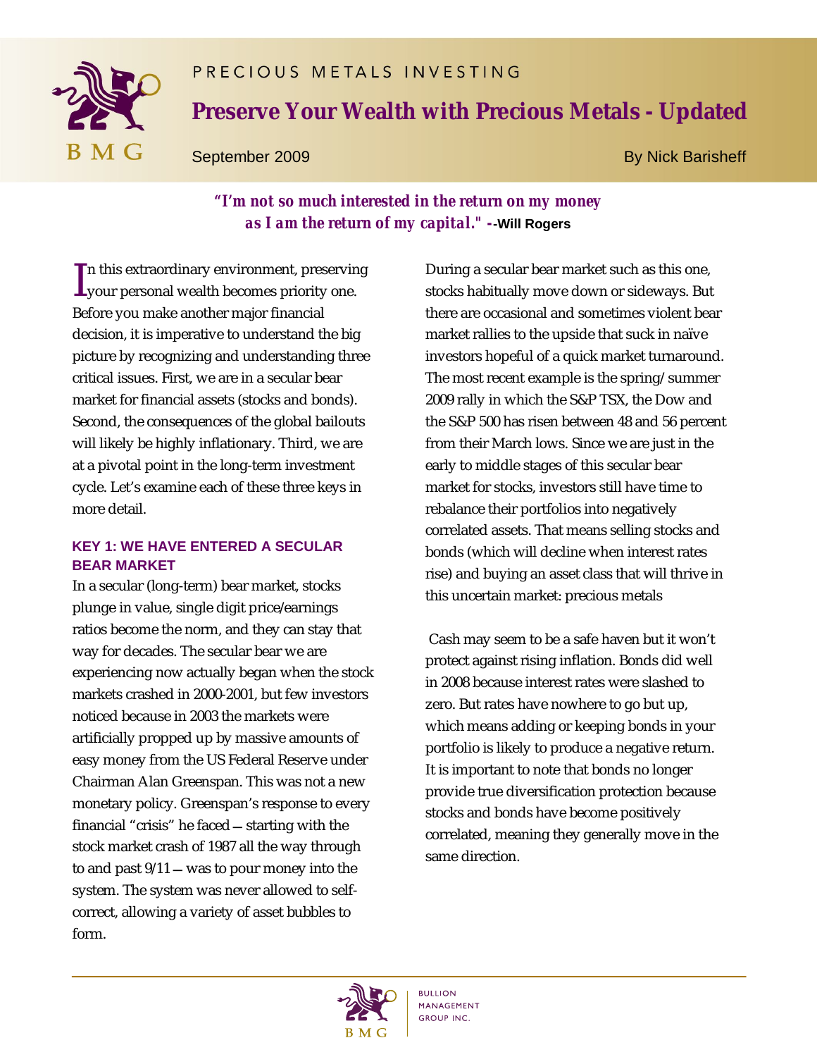PRECIOUS METALS INVESTING

# Preserve Your Wealth with Precious Metals - Updated

September 2009

By Nick Barisheff

***"I'm not so much interested in the return on my money as I am the return of my capital."*** **--Will Rogers**

In this extraordinary environment, preserving your personal wealth becomes priority one. Before you make another major financial decision, it is imperative to understand the big picture by recognizing and understanding three critical issues. First, we are in a secular bear market for financial assets (stocks and bonds). Second, the consequences of the global bailouts will likely be highly inflationary. Third, we are at a pivotal point in the long-term investment cycle. Let's examine each of these three keys in more detail.

## KEY 1: WE HAVE ENTERED A SECULAR BEAR MARKET

In a secular (long-term) bear market, stocks plunge in value, single digit price/earnings ratios become the norm, and they can stay that way for decades. The secular bear we are experiencing now actually began when the stock markets crashed in 2000-2001, but few investors noticed because in 2003 the markets were artificially propped up by massive amounts of easy money from the US Federal Reserve under Chairman Alan Greenspan. This was not a new monetary policy. Greenspan's response to every financial "crisis" he faced – starting with the stock market crash of 1987 all the way through to and past 9/11 – was to pour money into the system. The system was never allowed to self-correct, allowing a variety of asset bubbles to form.

During a secular bear market such as this one, stocks habitually move down or sideways. But there are occasional and sometimes violent bear market rallies to the upside that suck in naïve investors hopeful of a quick market turnaround. The most recent example is the spring/summer 2009 rally in which the S&P TSX, the Dow and the S&P 500 has risen between 48 and 56 percent from their March lows. Since we are just in the early to middle stages of this secular bear market for stocks, investors still have time to rebalance their portfolios into negatively correlated assets. That means selling stocks and bonds (which will decline when interest rates rise) and buying an asset class that will thrive in this uncertain market: precious metals

Cash may seem to be a safe haven but it won't protect against rising inflation. Bonds did well in 2008 because interest rates were slashed to zero. But rates have nowhere to go but up, which means adding or keeping bonds in your portfolio is likely to produce a negative return. It is important to note that bonds no longer provide true diversification protection because stocks and bonds have become positively correlated, meaning they generally move in the same direction.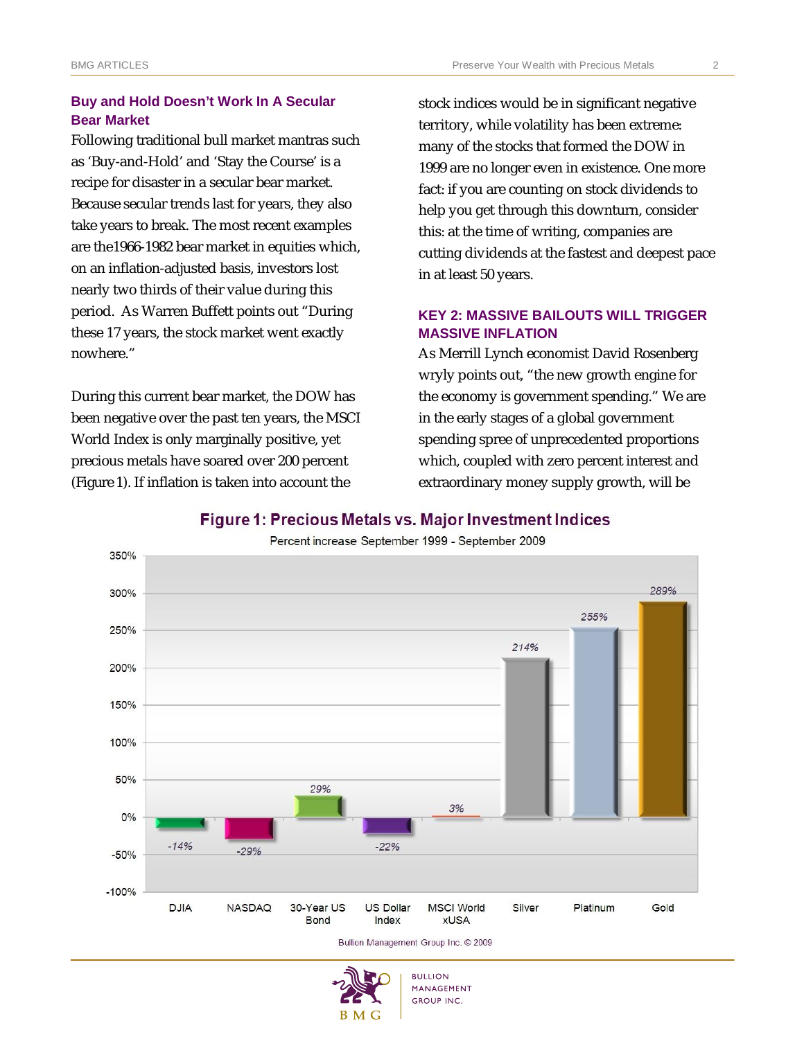### Buy and Hold Doesn't Work In A Secular Bear Market

Following traditional bull market mantras such as 'Buy-and-Hold' and 'Stay the Course' is a recipe for disaster in a secular bear market. Because secular trends last for years, they also take years to break. The most recent examples are the1966-1982 bear market in equities which, on an inflation-adjusted basis, investors lost nearly two thirds of their value during this period. As Warren Buffett points out "During these 17 years, the stock market went exactly nowhere."

During this current bear market, the DOW has been negative over the past ten years, the MSCI World Index is only marginally positive, yet precious metals have soared over 200 percent (Figure 1). If inflation is taken into account the stock indices would be in significant negative territory, while volatility has been extreme: many of the stocks that formed the DOW in 1999 are no longer even in existence. One more fact: if you are counting on stock dividends to help you get through this downturn, consider this: at the time of writing, companies are cutting dividends at the fastest and deepest pace in at least 50 years.

### KEY 2: MASSIVE BAILOUTS WILL TRIGGER MASSIVE INFLATION

As Merrill Lynch economist David Rosenberg wryly points out, "the new growth engine for the economy is government spending." We are in the early stages of a global government spending spree of unprecedented proportions which, coupled with zero percent interest and extraordinary money supply growth, will be

**Figure 1: Precious Metals vs. Major Investment Indices**

Percent increase September 1999 - September 2009

| | DJIA | NASDAQ | 30-Year US Bond | US Dollar Index | MSCI World xUSA | Silver | Platinum | Gold |
|---|---|---|---|---|---|---|---|---|
| Percent increase | -14% | -29% | 29% | -22% | 3% | 214% | 255% | 289% |

Bullion Management Group Inc. © 2009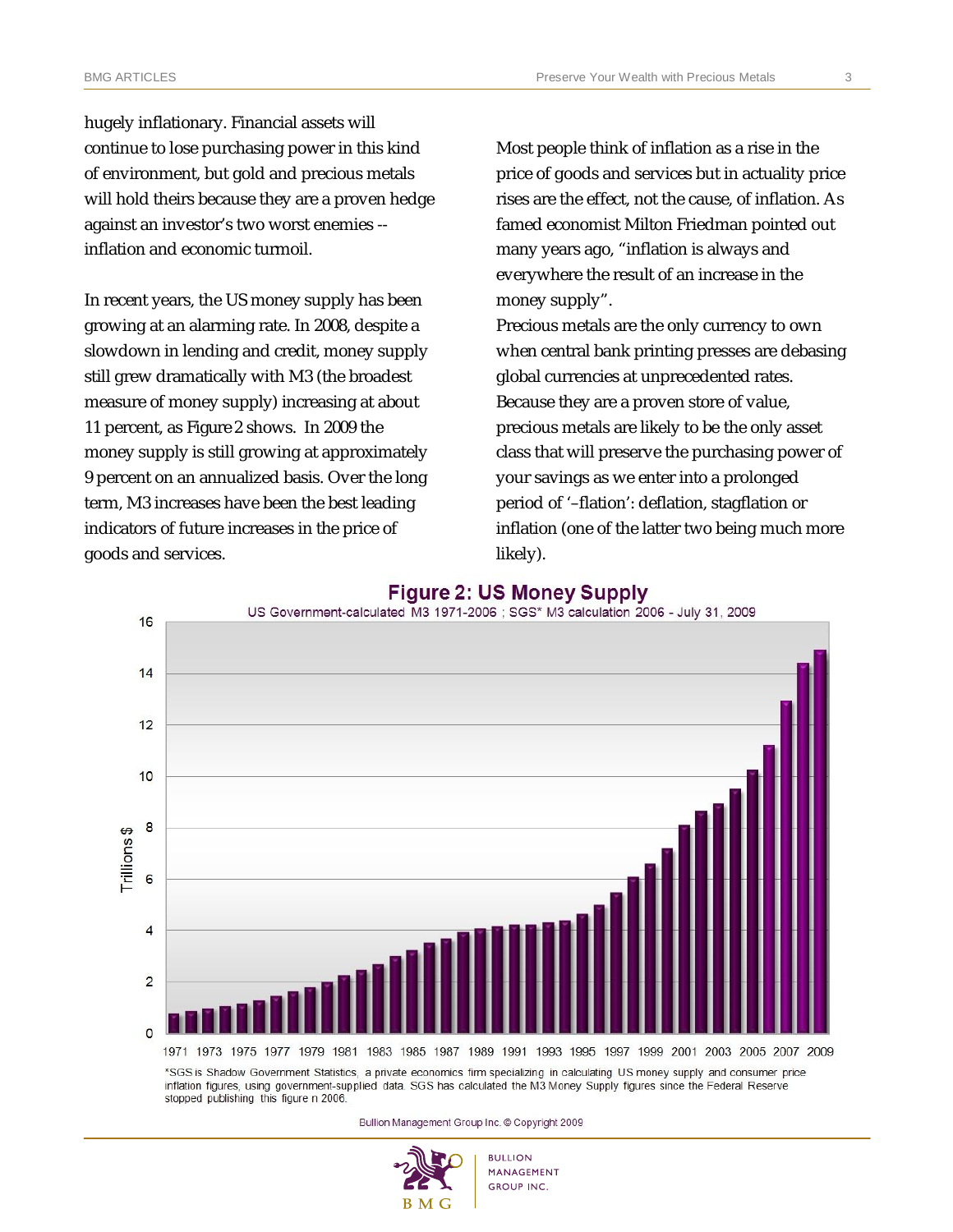hugely inflationary. Financial assets will continue to lose purchasing power in this kind of environment, but gold and precious metals will hold theirs because they are a proven hedge against an investor's two worst enemies -- inflation and economic turmoil.

In recent years, the US money supply has been growing at an alarming rate. In 2008, despite a slowdown in lending and credit, money supply still grew dramatically with M3 (the broadest measure of money supply) increasing at about 11 percent, as Figure 2 shows. In 2009 the money supply is still growing at approximately 9 percent on an annualized basis. Over the long term, M3 increases have been the best leading indicators of future increases in the price of goods and services.

Most people think of inflation as a rise in the price of goods and services but in actuality price rises are the effect, not the cause, of inflation. As famed economist Milton Friedman pointed out many years ago, "inflation is always and everywhere the result of an increase in the money supply".

Precious metals are the only currency to own when central bank printing presses are debasing global currencies at unprecedented rates. Because they are a proven store of value, precious metals are likely to be the only asset class that will preserve the purchasing power of your savings as we enter into a prolonged period of '–flation': deflation, stagflation or inflation (one of the latter two being much more likely).

**Figure 2: US Money Supply**

US Government-calculated M3 1971-2006 ; SGS* M3 calculation 2006 - July 31, 2009

*SGS is Shadow Government Statistics, a private economics firm specializing in calculating US money supply and consumer price inflation figures, using government-supplied data. SGS has calculated the M3 Money Supply figures since the Federal Reserve stopped publishing this figure n 2006.

Bullion Management Group Inc. © Copyright 2009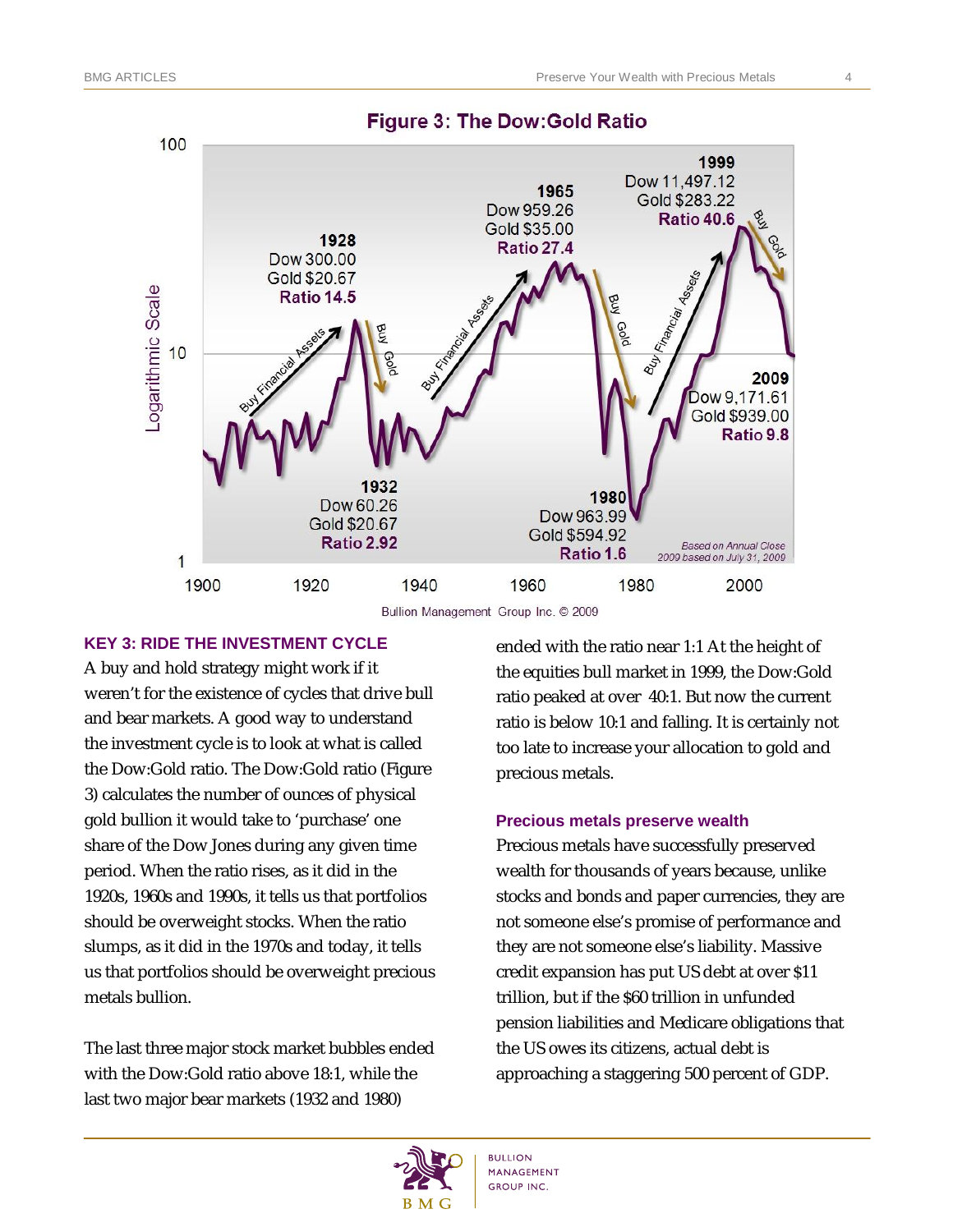**Figure 3: The Dow:Gold Ratio**

Bullion Management Group Inc. © 2009

### KEY 3: RIDE THE INVESTMENT CYCLE

A buy and hold strategy might work if it weren't for the existence of cycles that drive bull and bear markets. A good way to understand the investment cycle is to look at what is called the Dow:Gold ratio. The Dow:Gold ratio (Figure 3) calculates the number of ounces of physical gold bullion it would take to 'purchase' one share of the Dow Jones during any given time period. When the ratio rises, as it did in the 1920s, 1960s and 1990s, it tells us that portfolios should be overweight stocks. When the ratio slumps, as it did in the 1970s and today, it tells us that portfolios should be overweight precious metals bullion.

The last three major stock market bubbles ended with the Dow:Gold ratio above 18:1, while the last two major bear markets (1932 and 1980) ended with the ratio near 1:1 At the height of the equities bull market in 1999, the Dow:Gold ratio peaked at over 40:1. But now the current ratio is below 10:1 and falling. It is certainly not too late to increase your allocation to gold and precious metals.

### Precious metals preserve wealth

Precious metals have successfully preserved wealth for thousands of years because, unlike stocks and bonds and paper currencies, they are not someone else's promise of performance and they are not someone else's liability. Massive credit expansion has put US debt at over $11 trillion, but if the $60 trillion in unfunded pension liabilities and Medicare obligations that the US owes its citizens, actual debt is approaching a staggering 500 percent of GDP.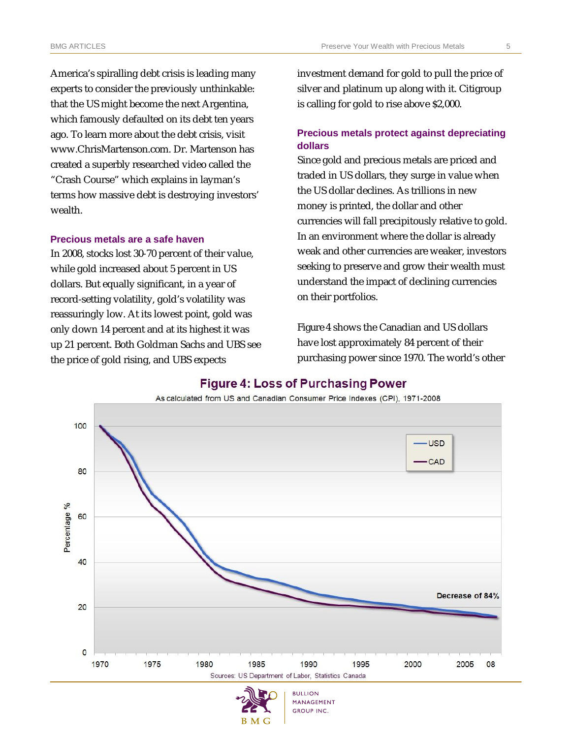America's spiralling debt crisis is leading many experts to consider the previously unthinkable: that the US might become the next Argentina, which famously defaulted on its debt ten years ago. To learn more about the debt crisis, visit www.ChrisMartenson.com. Dr. Martenson has created a superbly researched video called the "Crash Course" which explains in layman's terms how massive debt is destroying investors' wealth.

### Precious metals are a safe haven

In 2008, stocks lost 30-70 percent of their value, while gold increased about 5 percent in US dollars. But equally significant, in a year of record-setting volatility, gold's volatility was reassuringly low. At its lowest point, gold was only down 14 percent and at its highest it was up 21 percent. Both Goldman Sachs and UBS see the price of gold rising, and UBS expects investment demand for gold to pull the price of silver and platinum up along with it. Citigroup is calling for gold to rise above $2,000.

### Precious metals protect against depreciating dollars

Since gold and precious metals are priced and traded in US dollars, they surge in value when the US dollar declines. As trillions in new money is printed, the dollar and other currencies will fall precipitously relative to gold. In an environment where the dollar is already weak and other currencies are weaker, investors seeking to preserve and grow their wealth must understand the impact of declining currencies on their portfolios.

Figure 4 shows the Canadian and US dollars have lost approximately 84 percent of their purchasing power since 1970. The world's other

**Figure 4: Loss of Purchasing Power**

As calculated from US and Canadian Consumer Price Indexes (CPI), 1971-2008

Decrease of 84%

Sources: US Department of Labor, Statistics Canada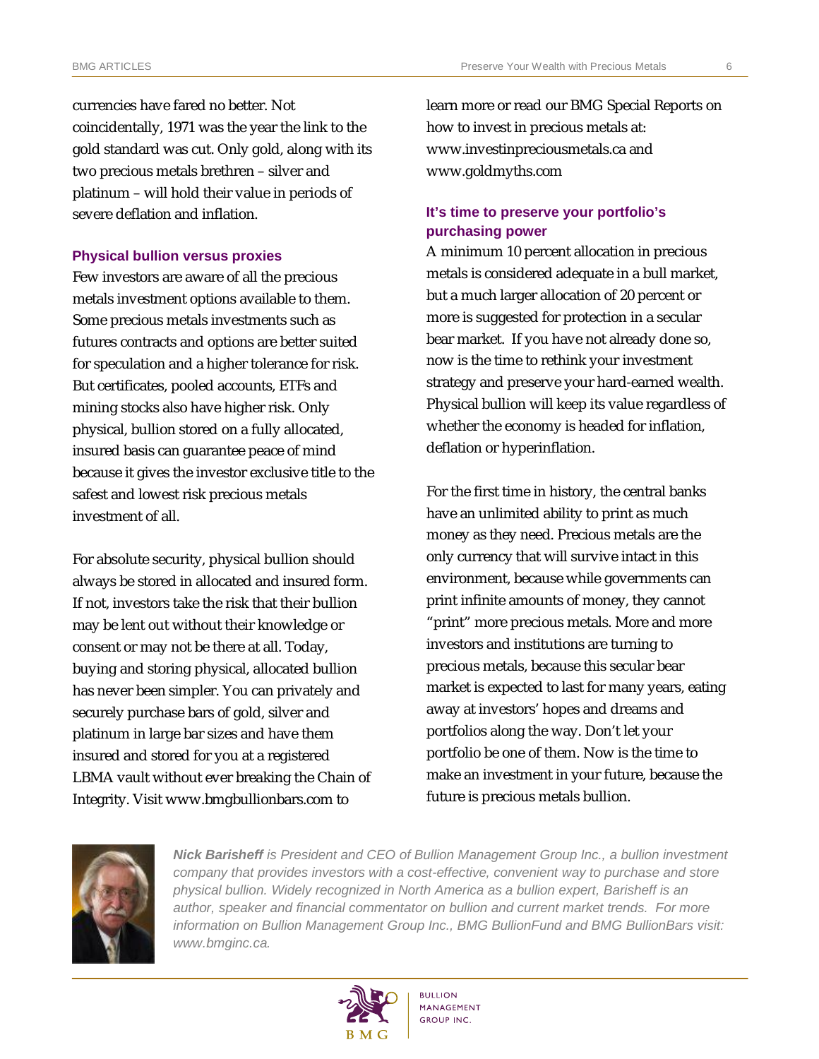currencies have fared no better. Not coincidentally, 1971 was the year the link to the gold standard was cut. Only gold, along with its two precious metals brethren – silver and platinum – will hold their value in periods of severe deflation and inflation.

### Physical bullion versus proxies

Few investors are aware of all the precious metals investment options available to them. Some precious metals investments such as futures contracts and options are better suited for speculation and a higher tolerance for risk. But certificates, pooled accounts, ETFs and mining stocks also have higher risk. Only physical, bullion stored on a fully allocated, insured basis can guarantee peace of mind because it gives the investor exclusive title to the safest and lowest risk precious metals investment of all.

For absolute security, physical bullion should always be stored in allocated and insured form. If not, investors take the risk that their bullion may be lent out without their knowledge or consent or may not be there at all. Today, buying and storing physical, allocated bullion has never been simpler. You can privately and securely purchase bars of gold, silver and platinum in large bar sizes and have them insured and stored for you at a registered LBMA vault without ever breaking the Chain of Integrity. Visit www.bmgbullionbars.com to learn more or read our BMG Special Reports on how to invest in precious metals at: www.investinpreciousmetals.ca and www.goldmyths.com

### It's time to preserve your portfolio's purchasing power

A minimum 10 percent allocation in precious metals is considered adequate in a bull market, but a much larger allocation of 20 percent or more is suggested for protection in a secular bear market. If you have not already done so, now is the time to rethink your investment strategy and preserve your hard-earned wealth. Physical bullion will keep its value regardless of whether the economy is headed for inflation, deflation or hyperinflation.

For the first time in history, the central banks have an unlimited ability to print as much money as they need. Precious metals are the only currency that will survive intact in this environment, because while governments can print infinite amounts of money, they cannot "print" more precious metals. More and more investors and institutions are turning to precious metals, because this secular bear market is expected to last for many years, eating away at investors' hopes and dreams and portfolios along the way. Don't let your portfolio be one of them. Now is the time to make an investment in your future, because the future is precious metals bullion.

***Nick Barisheff*** *is President and CEO of Bullion Management Group Inc., a bullion investment company that provides investors with a cost-effective, convenient way to purchase and store physical bullion. Widely recognized in North America as a bullion expert, Barisheff is an author, speaker and financial commentator on bullion and current market trends. For more information on Bullion Management Group Inc., BMG BullionFund and BMG BullionBars visit: www.bmginc.ca.*

BMG | BULLION MANAGEMENT GROUP INC.